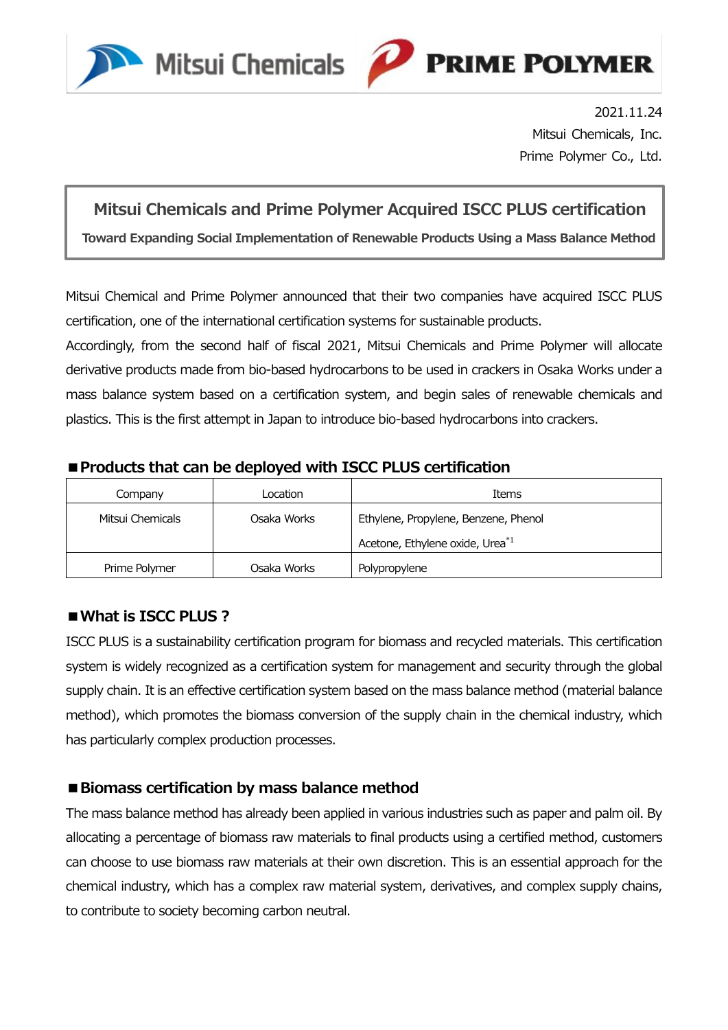2021.11.24
Mitsui Chemicals, Inc.
Prime Polymer Co., Ltd.

# Mitsui Chemicals and Prime Polymer Acquired ISCC PLUS certification

**Toward Expanding Social Implementation of Renewable Products Using a Mass Balance Method**

Mitsui Chemical and Prime Polymer announced that their two companies have acquired ISCC PLUS certification, one of the international certification systems for sustainable products.

Accordingly, from the second half of fiscal 2021, Mitsui Chemicals and Prime Polymer will allocate derivative products made from bio-based hydrocarbons to be used in crackers in Osaka Works under a mass balance system based on a certification system, and begin sales of renewable chemicals and plastics. This is the first attempt in Japan to introduce bio-based hydrocarbons into crackers.

## ■Products that can be deployed with ISCC PLUS certification

| Company | Location | Items |
|---|---|---|
| Mitsui Chemicals | Osaka Works | Ethylene, Propylene, Benzene, Phenol<br>Acetone, Ethylene oxide, Urea*1 |
| Prime Polymer | Osaka Works | Polypropylene |

## ■What is ISCC PLUS ?

ISCC PLUS is a sustainability certification program for biomass and recycled materials. This certification system is widely recognized as a certification system for management and security through the global supply chain. It is an effective certification system based on the mass balance method (material balance method), which promotes the biomass conversion of the supply chain in the chemical industry, which has particularly complex production processes.

## ■Biomass certification by mass balance method

The mass balance method has already been applied in various industries such as paper and palm oil. By allocating a percentage of biomass raw materials to final products using a certified method, customers can choose to use biomass raw materials at their own discretion. This is an essential approach for the chemical industry, which has a complex raw material system, derivatives, and complex supply chains, to contribute to society becoming carbon neutral.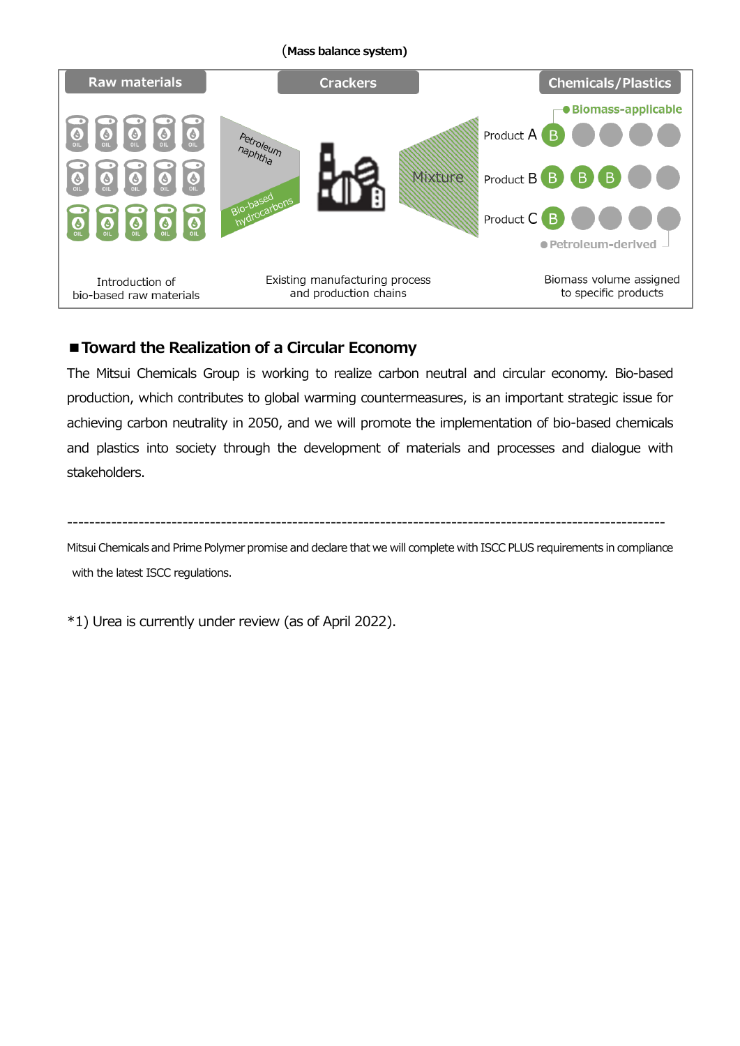(Mass balance system)

Raw materials

Crackers

Chemicals/Plastics

Petroleum naphtha

Bio-based hydrocarbons

Mixture

Biomass-applicable

Product A B

Product B B B B

Product C B

Petroleum-derived

Introduction of bio-based raw materials

Existing manufacturing process and production chains

Biomass volume assigned to specific products

## ■Toward the Realization of a Circular Economy

The Mitsui Chemicals Group is working to realize carbon neutral and circular economy. Bio-based production, which contributes to global warming countermeasures, is an important strategic issue for achieving carbon neutrality in 2050, and we will promote the implementation of bio-based chemicals and plastics into society through the development of materials and processes and dialogue with stakeholders.

---

Mitsui Chemicals and Prime Polymer promise and declare that we will complete with ISCC PLUS requirements in compliance with the latest ISCC regulations.

*1) Urea is currently under review (as of April 2022).